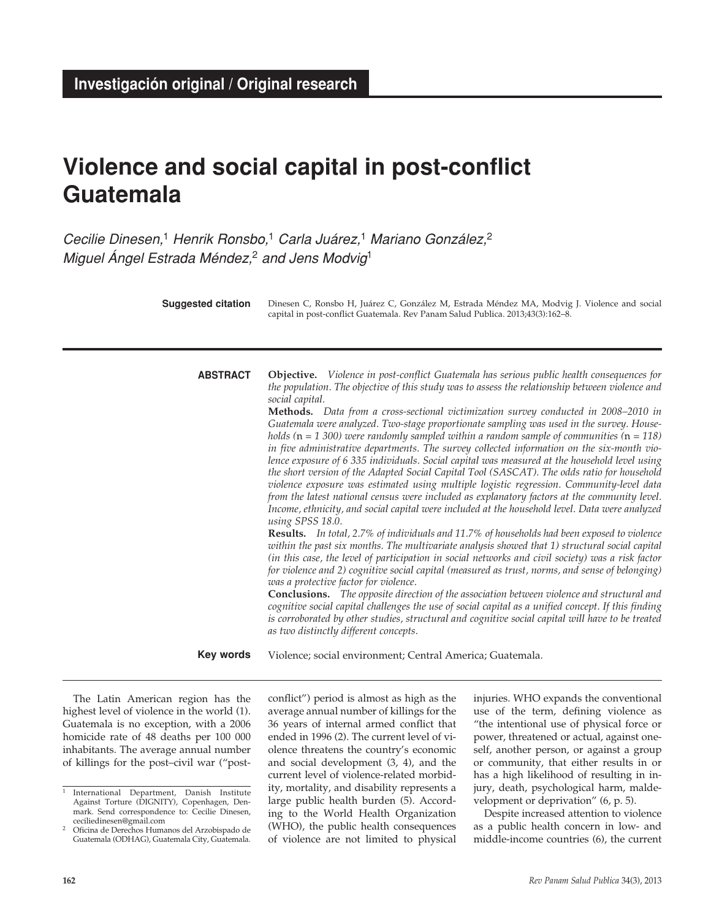Investigación original / Original research

# Violence and social capital in post-conflict Guatemala

*Cecilie Dinesen,[1] Henrik Ronsbo,[1] Carla Juárez,[1] Mariano González,[2] Miguel Ángel Estrada Méndez,[2] and Jens Modvig[1]*

**Suggested citation** Dinesen C, Ronsbo H, Juárez C, González M, Estrada Méndez MA, Modvig J. Violence and social capital in post-conflict Guatemala. Rev Panam Salud Publica. 2013;43(3):162–8.

**ABSTRACT**

**Objective.** *Violence in post-conflict Guatemala has serious public health consequences for the population. The objective of this study was to assess the relationship between violence and social capital.*

**Methods.** *Data from a cross-sectional victimization survey conducted in 2008–2010 in Guatemala were analyzed. Two-stage proportionate sampling was used in the survey. Households (*n *= 1 300) were randomly sampled within a random sample of communities (*n *= 118) in five administrative departments. The survey collected information on the six-month violence exposure of 6 335 individuals. Social capital was measured at the household level using the short version of the Adapted Social Capital Tool (SASCAT). The odds ratio for household violence exposure was estimated using multiple logistic regression. Community-level data from the latest national census were included as explanatory factors at the community level. Income, ethnicity, and social capital were included at the household level. Data were analyzed using SPSS 18.0.*

**Results.** *In total, 2.7% of individuals and 11.7% of households had been exposed to violence within the past six months. The multivariate analysis showed that 1) structural social capital (in this case, the level of participation in social networks and civil society) was a risk factor for violence and 2) cognitive social capital (measured as trust, norms, and sense of belonging) was a protective factor for violence.*

**Conclusions.** *The opposite direction of the association between violence and structural and cognitive social capital challenges the use of social capital as a unified concept. If this finding is corroborated by other studies, structural and cognitive social capital will have to be treated as two distinctly different concepts.*

**Key words** Violence; social environment; Central America; Guatemala.

The Latin American region has the highest level of violence in the world (1). Guatemala is no exception, with a 2006 homicide rate of 48 deaths per 100 000 inhabitants. The average annual number of killings for the post–civil war ("post-conflict") period is almost as high as the average annual number of killings for the 36 years of internal armed conflict that ended in 1996 (2). The current level of violence threatens the country's economic and social development (3, 4), and the current level of violence-related morbidity, mortality, and disability represents a large public health burden (5). According to the World Health Organization (WHO), the public health consequences of violence are not limited to physical injuries. WHO expands the conventional use of the term, defining violence as "the intentional use of physical force or power, threatened or actual, against oneself, another person, or against a group or community, that either results in or has a high likelihood of resulting in injury, death, psychological harm, maldevelopment or deprivation" (6, p. 5).

Despite increased attention to violence as a public health concern in low- and middle-income countries (6), the current

---

[1] International Department, Danish Institute Against Torture (DIGNITY), Copenhagen, Denmark. Send correspondence to: Cecilie Dinesen, ceciliedinesen@gmail.com

[2] Oficina de Derechos Humanos del Arzobispado de Guatemala (ODHAG), Guatemala City, Guatemala.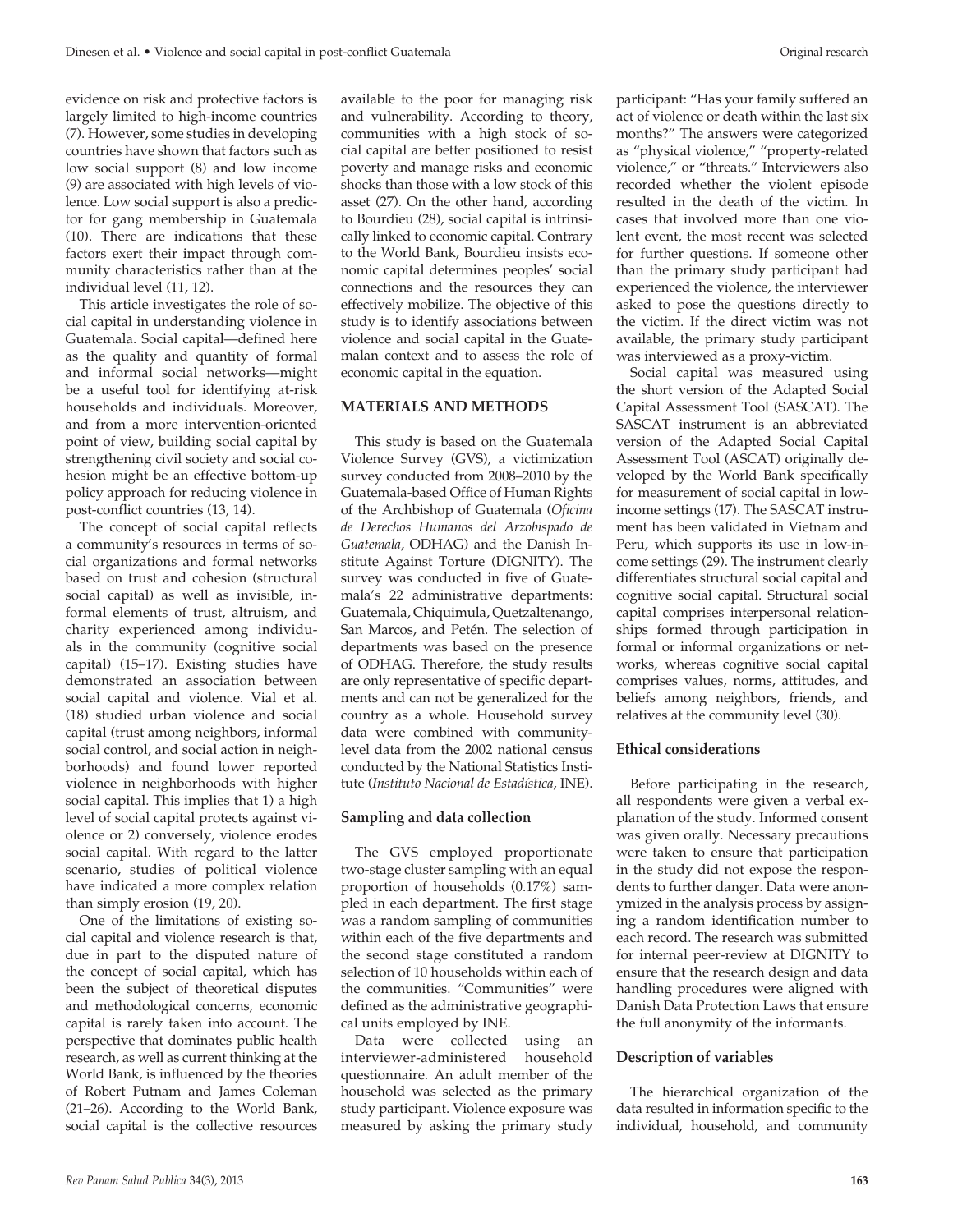evidence on risk and protective factors is largely limited to high-income countries (7). However, some studies in developing countries have shown that factors such as low social support (8) and low income (9) are associated with high levels of violence. Low social support is also a predictor for gang membership in Guatemala (10). There are indications that these factors exert their impact through community characteristics rather than at the individual level (11, 12).

This article investigates the role of social capital in understanding violence in Guatemala. Social capital—defined here as the quality and quantity of formal and informal social networks—might be a useful tool for identifying at-risk households and individuals. Moreover, and from a more intervention-oriented point of view, building social capital by strengthening civil society and social cohesion might be an effective bottom-up policy approach for reducing violence in post-conflict countries (13, 14).

The concept of social capital reflects a community's resources in terms of social organizations and formal networks based on trust and cohesion (structural social capital) as well as invisible, informal elements of trust, altruism, and charity experienced among individuals in the community (cognitive social capital) (15–17). Existing studies have demonstrated an association between social capital and violence. Vial et al. (18) studied urban violence and social capital (trust among neighbors, informal social control, and social action in neighborhoods) and found lower reported violence in neighborhoods with higher social capital. This implies that 1) a high level of social capital protects against violence or 2) conversely, violence erodes social capital. With regard to the latter scenario, studies of political violence have indicated a more complex relation than simply erosion (19, 20).

One of the limitations of existing social capital and violence research is that, due in part to the disputed nature of the concept of social capital, which has been the subject of theoretical disputes and methodological concerns, economic capital is rarely taken into account. The perspective that dominates public health research, as well as current thinking at the World Bank, is influenced by the theories of Robert Putnam and James Coleman (21–26). According to the World Bank, social capital is the collective resources available to the poor for managing risk and vulnerability. According to theory, communities with a high stock of social capital are better positioned to resist poverty and manage risks and economic shocks than those with a low stock of this asset (27). On the other hand, according to Bourdieu (28), social capital is intrinsically linked to economic capital. Contrary to the World Bank, Bourdieu insists economic capital determines peoples' social connections and the resources they can effectively mobilize. The objective of this study is to identify associations between violence and social capital in the Guatemalan context and to assess the role of economic capital in the equation.

## MATERIALS AND METHODS

This study is based on the Guatemala Violence Survey (GVS), a victimization survey conducted from 2008–2010 by the Guatemala-based Office of Human Rights of the Archbishop of Guatemala (*Oficina de Derechos Humanos del Arzobispado de Guatemala*, ODHAG) and the Danish Institute Against Torture (DIGNITY). The survey was conducted in five of Guatemala's 22 administrative departments: Guatemala, Chiquimula, Quetzaltenango, San Marcos, and Petén. The selection of departments was based on the presence of ODHAG. Therefore, the study results are only representative of specific departments and can not be generalized for the country as a whole. Household survey data were combined with community-level data from the 2002 national census conducted by the National Statistics Institute (*Instituto Nacional de Estadística*, INE).

### Sampling and data collection

The GVS employed proportionate two-stage cluster sampling with an equal proportion of households (0.17%) sampled in each department. The first stage was a random sampling of communities within each of the five departments and the second stage constituted a random selection of 10 households within each of the communities. "Communities" were defined as the administrative geographical units employed by INE.

Data were collected using an interviewer-administered household questionnaire. An adult member of the household was selected as the primary study participant. Violence exposure was measured by asking the primary study participant: "Has your family suffered an act of violence or death within the last six months?" The answers were categorized as "physical violence," "property-related violence," or "threats." Interviewers also recorded whether the violent episode resulted in the death of the victim. In cases that involved more than one violent event, the most recent was selected for further questions. If someone other than the primary study participant had experienced the violence, the interviewer asked to pose the questions directly to the victim. If the direct victim was not available, the primary study participant was interviewed as a proxy-victim.

Social capital was measured using the short version of the Adapted Social Capital Assessment Tool (SASCAT). The SASCAT instrument is an abbreviated version of the Adapted Social Capital Assessment Tool (ASCAT) originally developed by the World Bank specifically for measurement of social capital in low-income settings (17). The SASCAT instrument has been validated in Vietnam and Peru, which supports its use in low-income settings (29). The instrument clearly differentiates structural social capital and cognitive social capital. Structural social capital comprises interpersonal relationships formed through participation in formal or informal organizations or networks, whereas cognitive social capital comprises values, norms, attitudes, and beliefs among neighbors, friends, and relatives at the community level (30).

### Ethical considerations

Before participating in the research, all respondents were given a verbal explanation of the study. Informed consent was given orally. Necessary precautions were taken to ensure that participation in the study did not expose the respondents to further danger. Data were anonymized in the analysis process by assigning a random identification number to each record. The research was submitted for internal peer-review at DIGNITY to ensure that the research design and data handling procedures were aligned with Danish Data Protection Laws that ensure the full anonymity of the informants.

### Description of variables

The hierarchical organization of the data resulted in information specific to the individual, household, and community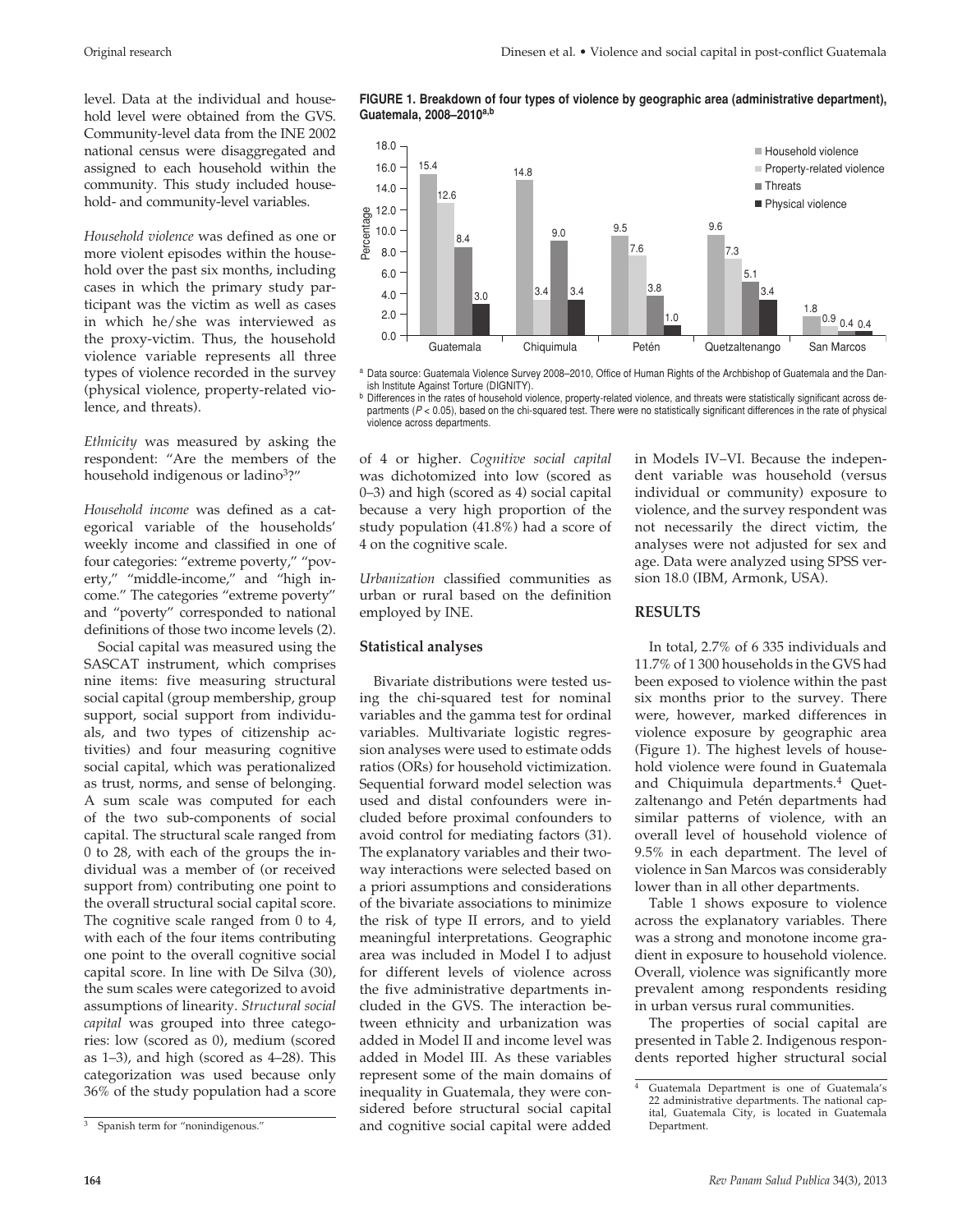level. Data at the individual and household level were obtained from the GVS. Community-level data from the INE 2002 national census were disaggregated and assigned to each household within the community. This study included household- and community-level variables.

*Household violence* was defined as one or more violent episodes within the household over the past six months, including cases in which the primary study participant was the victim as well as cases in which he/she was interviewed as the proxy-victim. Thus, the household violence variable represents all three types of violence recorded in the survey (physical violence, property-related violence, and threats).

*Ethnicity* was measured by asking the respondent: "Are the members of the household indigenous or ladino[3]?"

*Household income* was defined as a categorical variable of the households' weekly income and classified in one of four categories: "extreme poverty," "poverty," "middle-income," and "high income." The categories "extreme poverty" and "poverty" corresponded to national definitions of those two income levels (2).

Social capital was measured using the SASCAT instrument, which comprises nine items: five measuring structural social capital (group membership, group support, social support from individuals, and two types of citizenship activities) and four measuring cognitive social capital, which was perationalized as trust, norms, and sense of belonging. A sum scale was computed for each of the two sub-components of social capital. The structural scale ranged from 0 to 28, with each of the groups the individual was a member of (or received support from) contributing one point to the overall structural social capital score. The cognitive scale ranged from 0 to 4, with each of the four items contributing one point to the overall cognitive social capital score. In line with De Silva (30), the sum scales were categorized to avoid assumptions of linearity. *Structural social capital* was grouped into three categories: low (scored as 0), medium (scored as 1–3), and high (scored as 4–28). This categorization was used because only 36% of the study population had a score of 4 or higher. *Cognitive social capital* was dichotomized into low (scored as 0–3) and high (scored as 4) social capital because a very high proportion of the study population (41.8%) had a score of 4 on the cognitive scale.

[3] Spanish term for "nonindigenous."

**FIGURE 1. Breakdown of four types of violence by geographic area (administrative department), Guatemala, 2008–2010[a,b]**

| Department | Household violence | Property-related violence | Threats | Physical violence |
|---|---|---|---|---|
| Guatemala | 15.4 | 12.6 | 8.4 | 3.0 |
| Chiquimula | 14.8 | 3.4 | 9.0 | 3.4 |
| Petén | 9.5 | 7.6 | 3.8 | 1.0 |
| Quetzaltenango | 9.6 | 7.3 | 5.1 | 3.4 |
| San Marcos | 1.8 | 0.9 | 0.4 | 0.4 |

[a] Data source: Guatemala Violence Survey 2008–2010, Office of Human Rights of the Archbishop of Guatemala and the Danish Institute Against Torture (DIGNITY).
[b] Differences in the rates of household violence, property-related violence, and threats were statistically significant across departments ($P < 0.05$), based on the chi-squared test. There were no statistically significant differences in the rate of physical violence across departments.

*Urbanization* classified communities as urban or rural based on the definition employed by INE.

### Statistical analyses

Bivariate distributions were tested using the chi-squared test for nominal variables and the gamma test for ordinal variables. Multivariate logistic regression analyses were used to estimate odds ratios (ORs) for household victimization. Sequential forward model selection was used and distal confounders were included before proximal confounders to avoid control for mediating factors (31). The explanatory variables and their two-way interactions were selected based on a priori assumptions and considerations of the bivariate associations to minimize the risk of type II errors, and to yield meaningful interpretations. Geographic area was included in Model I to adjust for different levels of violence across the five administrative departments included in the GVS. The interaction between ethnicity and urbanization was added in Model II and income level was added in Model III. As these variables represent some of the main domains of inequality in Guatemala, they were considered before structural social capital and cognitive social capital were added in Models IV–VI. Because the independent variable was household (versus individual or community) exposure to violence, and the survey respondent was not necessarily the direct victim, the analyses were not adjusted for sex and age. Data were analyzed using SPSS version 18.0 (IBM, Armonk, USA).

## RESULTS

In total, 2.7% of 6 335 individuals and 11.7% of 1 300 households in the GVS had been exposed to violence within the past six months prior to the survey. There were, however, marked differences in violence exposure by geographic area (Figure 1). The highest levels of household violence were found in Guatemala and Chiquimula departments.[4] Quetzaltenango and Petén departments had similar patterns of violence, with an overall level of household violence of 9.5% in each department. The level of violence in San Marcos was considerably lower than in all other departments.

Table 1 shows exposure to violence across the explanatory variables. There was a strong and monotone income gradient in exposure to household violence. Overall, violence was significantly more prevalent among respondents residing in urban versus rural communities.

The properties of social capital are presented in Table 2. Indigenous respondents reported higher structural social

[4] Guatemala Department is one of Guatemala's 22 administrative departments. The national capital, Guatemala City, is located in Guatemala Department.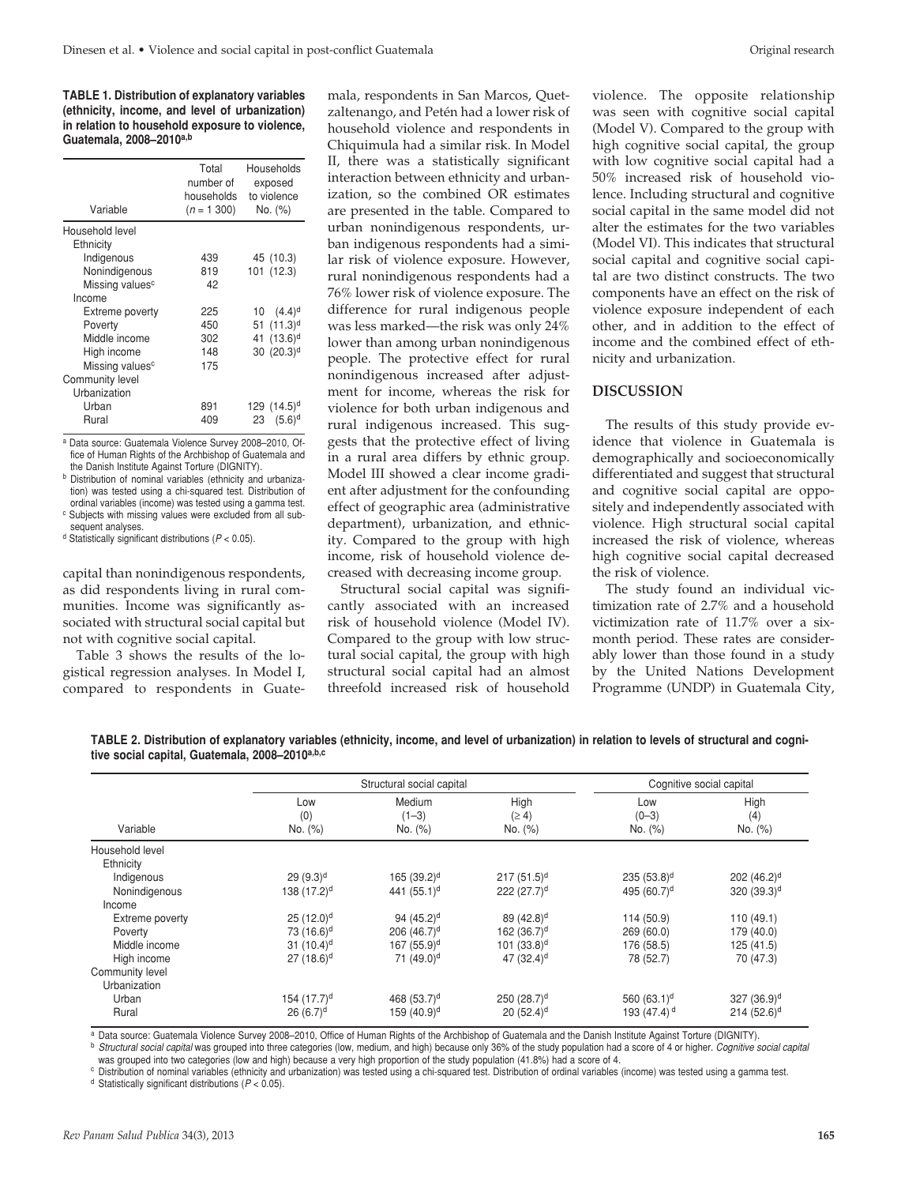**TABLE 1. Distribution of explanatory variables (ethnicity, income, and level of urbanization) in relation to household exposure to violence, Guatemala, 2008–2010[a,b]**

| Variable | Total number of households ($n$ = 1 300) | Households exposed to violence No. (%) |
|---|---|---|
| Household level | | |
| Ethnicity | | |
| Indigenous | 439 | 45 (10.3) |
| Nonindigenous | 819 | 101 (12.3) |
| Missing values[c] | 42 | |
| Income | | |
| Extreme poverty | 225 | 10 (4.4)[d] |
| Poverty | 450 | 51 (11.3)[d] |
| Middle income | 302 | 41 (13.6)[d] |
| High income | 148 | 30 (20.3)[d] |
| Missing values[c] | 175 | |
| Community level | | |
| Urbanization | | |
| Urban | 891 | 129 (14.5)[d] |
| Rural | 409 | 23 (5.6)[d] |

[a] Data source: Guatemala Violence Survey 2008–2010, Office of Human Rights of the Archbishop of Guatemala and the Danish Institute Against Torture (DIGNITY).
[b] Distribution of nominal variables (ethnicity and urbanization) was tested using a chi-squared test. Distribution of ordinal variables (income) was tested using a gamma test.
[c] Subjects with missing values were excluded from all subsequent analyses.
[d] Statistically significant distributions ($P$ < 0.05).

capital than nonindigenous respondents, as did respondents living in rural communities. Income was significantly associated with structural social capital but not with cognitive social capital.

Table 3 shows the results of the logistical regression analyses. In Model I, compared to respondents in Guatemala, respondents in San Marcos, Quetzaltenango, and Petén had a lower risk of household violence and respondents in Chiquimula had a similar risk. In Model II, there was a statistically significant interaction between ethnicity and urbanization, so the combined OR estimates are presented in the table. Compared to urban nonindigenous respondents, urban indigenous respondents had a similar risk of violence exposure. However, rural nonindigenous respondents had a 76% lower risk of violence exposure. The difference for rural indigenous people was less marked—the risk was only 24% lower than among urban nonindigenous people. The protective effect for rural nonindigenous increased after adjustment for income, whereas the risk for violence for both urban indigenous and rural indigenous increased. This suggests that the protective effect of living in a rural area differs by ethnic group. Model III showed a clear income gradient after adjustment for the confounding effect of geographic area (administrative department), urbanization, and ethnicity. Compared to the group with high income, risk of household violence decreased with decreasing income group.

Structural social capital was significantly associated with an increased risk of household violence (Model IV). Compared to the group with low structural social capital, the group with high structural social capital had an almost threefold increased risk of household violence. The opposite relationship was seen with cognitive social capital (Model V). Compared to the group with high cognitive social capital, the group with low cognitive social capital had a 50% increased risk of household violence. Including structural and cognitive social capital in the same model did not alter the estimates for the two variables (Model VI). This indicates that structural social capital and cognitive social capital are two distinct constructs. The two components have an effect on the risk of violence exposure independent of each other, and in addition to the effect of income and the combined effect of ethnicity and urbanization.

## DISCUSSION

The results of this study provide evidence that violence in Guatemala is demographically and socioeconomically differentiated and suggest that structural and cognitive social capital are oppositely and independently associated with violence. High structural social capital increased the risk of violence, whereas high cognitive social capital decreased the risk of violence.

The study found an individual victimization rate of 2.7% and a household victimization rate of 11.7% over a six-month period. These rates are considerably lower than those found in a study by the United Nations Development Programme (UNDP) in Guatemala City,

**TABLE 2. Distribution of explanatory variables (ethnicity, income, and level of urbanization) in relation to levels of structural and cognitive social capital, Guatemala, 2008–2010[a,b,c]**

| Variable | Structural social capital | | | Cognitive social capital | |
|---|---|---|---|---|---|
| | Low (0) No. (%) | Medium (1–3) No. (%) | High (≥ 4) No. (%) | Low (0–3) No. (%) | High (4) No. (%) |
| Household level | | | | | |
| Ethnicity | | | | | |
| Indigenous | 29 (9.3)[d] | 165 (39.2)[d] | 217 (51.5)[d] | 235 (53.8)[d] | 202 (46.2)[d] |
| Nonindigenous | 138 (17.2)[d] | 441 (55.1)[d] | 222 (27.7)[d] | 495 (60.7)[d] | 320 (39.3)[d] |
| Income | | | | | |
| Extreme poverty | 25 (12.0)[d] | 94 (45.2)[d] | 89 (42.8)[d] | 114 (50.9) | 110 (49.1) |
| Poverty | 73 (16.6)[d] | 206 (46.7)[d] | 162 (36.7)[d] | 269 (60.0) | 179 (40.0) |
| Middle income | 31 (10.4)[d] | 167 (55.9)[d] | 101 (33.8)[d] | 176 (58.5) | 125 (41.5) |
| High income | 27 (18.6)[d] | 71 (49.0)[d] | 47 (32.4)[d] | 78 (52.7) | 70 (47.3) |
| Community level | | | | | |
| Urbanization | | | | | |
| Urban | 154 (17.7)[d] | 468 (53.7)[d] | 250 (28.7)[d] | 560 (63.1)[d] | 327 (36.9)[d] |
| Rural | 26 (6.7)[d] | 159 (40.9)[d] | 20 (52.4)[d] | 193 (47.4)[d] | 214 (52.6)[d] |

[a] Data source: Guatemala Violence Survey 2008–2010, Office of Human Rights of the Archbishop of Guatemala and the Danish Institute Against Torture (DIGNITY).
[b] *Structural social capital* was grouped into three categories (low, medium, and high) because only 36% of the study population had a score of 4 or higher. *Cognitive social capital* was grouped into two categories (low and high) because a very high proportion of the study population (41.8%) had a score of 4.
[c] Distribution of nominal variables (ethnicity and urbanization) was tested using a chi-squared test. Distribution of ordinal variables (income) was tested using a gamma test.
[d] Statistically significant distributions ($P$ < 0.05).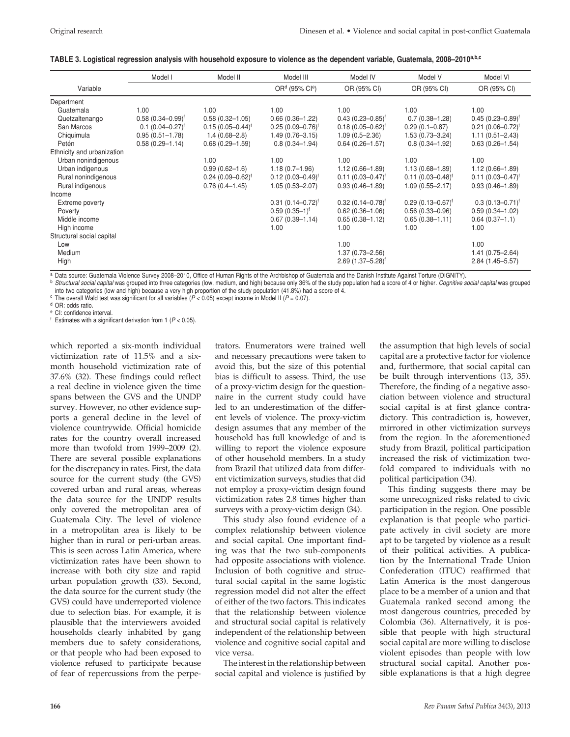**TABLE 3. Logistical regression analysis with household exposure to violence as the dependent variable, Guatemala, 2008–2010[a,b,c]**

| Variable | Model I | Model II | Model III | Model IV | Model V | Model VI |
|---|---|---|---|---|---|---|
| | | | OR[d] (95% CI[e]) | OR (95% CI) | OR (95% CI) | OR (95% CI) |
| Department | | | | | | |
| Guatemala | 1.00 | 1.00 | 1.00 | 1.00 | 1.00 | 1.00 |
| Quetzaltenango | 0.58 (0.34–0.99)[f] | 0.58 (0.32–1.05) | 0.66 (0.36–1.22) | 0.43 (0.23–0.85)[f] | 0.7 (0.38–1.28) | 0.45 (0.23–0.89)[f] |
| San Marcos | 0.1 (0.04–0.27)[f] | 0.15 (0.05–0.44)[f] | 0.25 (0.09–0.76)[f] | 0.18 (0.05–0.62)[f] | 0.29 (0.1–0.87) | 0.21 (0.06–0.72)[f] |
| Chiquimula | 0.95 (0.51–1.78) | 1.4 (0.68–2.8) | 1.49 (0.76–3.15) | 1.09 (0.5–2.36) | 1.53 (0.73–3.24) | 1.11 (0.51–2.43) |
| Petén | 0.58 (0.29–1.14) | 0.68 (0.29–1.59) | 0.8 (0.34–1.94) | 0.64 (0.26–1.57) | 0.8 (0.34–1.92) | 0.63 (0.26–1.54) |
| Ethnicity and urbanization | | | | | | |
| Urban nonindigenous | | 1.00 | 1.00 | 1.00 | 1.00 | 1.00 |
| Urban indigenous | | 0.99 (0.62–1.6) | 1.18 (0.7–1.96) | 1.12 (0.66–1.89) | 1.13 (0.68–1.89) | 1.12 (0.66–1.89) |
| Rural nonindigenous | | 0.24 (0.09–0.62)[f] | 0.12 (0.03–0.49)[f] | 0.11 (0.03–0.47)[f] | 0.11 (0.03–0.48)[f] | 0.11 (0.03–0.47)[f] |
| Rural indigenous | | 0.76 (0.4–1.45) | 1.05 (0.53–2.07) | 0.93 (0.46–1.89) | 1.09 (0.55–2.17) | 0.93 (0.46–1.89) |
| Income | | | | | | |
| Extreme poverty | | | 0.31 (0.14–0.72)[f] | 0.32 (0.14–0.78)[f] | 0.29 (0.13–0.67)[f] | 0.3 (0.13–0.71)[f] |
| Poverty | | | 0.59 (0.35–1)[f] | 0.62 (0.36–1.06) | 0.56 (0.33–0.96) | 0.59 (0.34–1.02) |
| Middle income | | | 0.67 (0.39–1.14) | 0.65 (0.38–1.12) | 0.65 (0.38–1.11) | 0.64 (0.37–1.1) |
| High income | | | 1.00 | 1.00 | 1.00 | 1.00 |
| Structural social capital | | | | | | |
| Low | | | | 1.00 | | 1.00 |
| Medium | | | | 1.37 (0.73–2.56) | | 1.41 (0.75–2.64) |
| High | | | | 2.69 (1.37–5.28)[f] | | 2.84 (1.45–5.57) |

[a] Data source: Guatemala Violence Survey 2008–2010, Office of Human Rights of the Archbishop of Guatemala and the Danish Institute Against Torture (DIGNITY).
[b] *Structural social capital* was grouped into three categories (low, medium, and high) because only 36% of the study population had a score of 4 or higher. *Cognitive social capital* was grouped into two categories (low and high) because a very high proportion of the study population (41.8%) had a score of 4.
[c] The overall Wald test was significant for all variables ($P < 0.05$) except income in Model II ($P = 0.07$).
[d] OR: odds ratio.
[e] CI: confidence interval.
[f] Estimates with a significant derivation from 1 ($P < 0.05$).

which reported a six-month individual victimization rate of 11.5% and a six-month household victimization rate of 37.6% (32). These findings could reflect a real decline in violence given the time spans between the GVS and the UNDP survey. However, no other evidence supports a general decline in the level of violence countrywide. Official homicide rates for the country overall increased more than twofold from 1999–2009 (2). There are several possible explanations for the discrepancy in rates. First, the data source for the current study (the GVS) covered urban and rural areas, whereas the data source for the UNDP results only covered the metropolitan area of Guatemala City. The level of violence in a metropolitan area is likely to be higher than in rural or peri-urban areas. This is seen across Latin America, where victimization rates have been shown to increase with both city size and rapid urban population growth (33). Second, the data source for the current study (the GVS) could have underreported violence due to selection bias. For example, it is plausible that the interviewers avoided households clearly inhabited by gang members due to safety considerations, or that people who had been exposed to violence refused to participate because of fear of repercussions from the perpetrators. Enumerators were trained well and necessary precautions were taken to avoid this, but the size of this potential bias is difficult to assess. Third, the use of a proxy-victim design for the questionnaire in the current study could have led to an underestimation of the different levels of violence. The proxy-victim design assumes that any member of the household has full knowledge of and is willing to report the violence exposure of other household members. In a study from Brazil that utilized data from different victimization surveys, studies that did not employ a proxy-victim design found victimization rates 2.8 times higher than surveys with a proxy-victim design (34).

This study also found evidence of a complex relationship between violence and social capital. One important finding was that the two sub-components had opposite associations with violence. Inclusion of both cognitive and structural social capital in the same logistic regression model did not alter the effect of either of the two factors. This indicates that the relationship between violence and structural social capital is relatively independent of the relationship between violence and cognitive social capital and vice versa.

The interest in the relationship between social capital and violence is justified by the assumption that high levels of social capital are a protective factor for violence and, furthermore, that social capital can be built through interventions (13, 35). Therefore, the finding of a negative association between violence and structural social capital is at first glance contradictory. This contradiction is, however, mirrored in other victimization surveys from the region. In the aforementioned study from Brazil, political participation increased the risk of victimization twofold compared to individuals with no political participation (34).

This finding suggests there may be some unrecognized risks related to civic participation in the region. One possible explanation is that people who participate actively in civil society are more apt to be targeted by violence as a result of their political activities. A publication by the International Trade Union Confederation (ITUC) reaffirmed that Latin America is the most dangerous place to be a member of a union and that Guatemala ranked second among the most dangerous countries, preceded by Colombia (36). Alternatively, it is possible that people with high structural social capital are more willing to disclose violent episodes than people with low structural social capital. Another possible explanations is that a high degree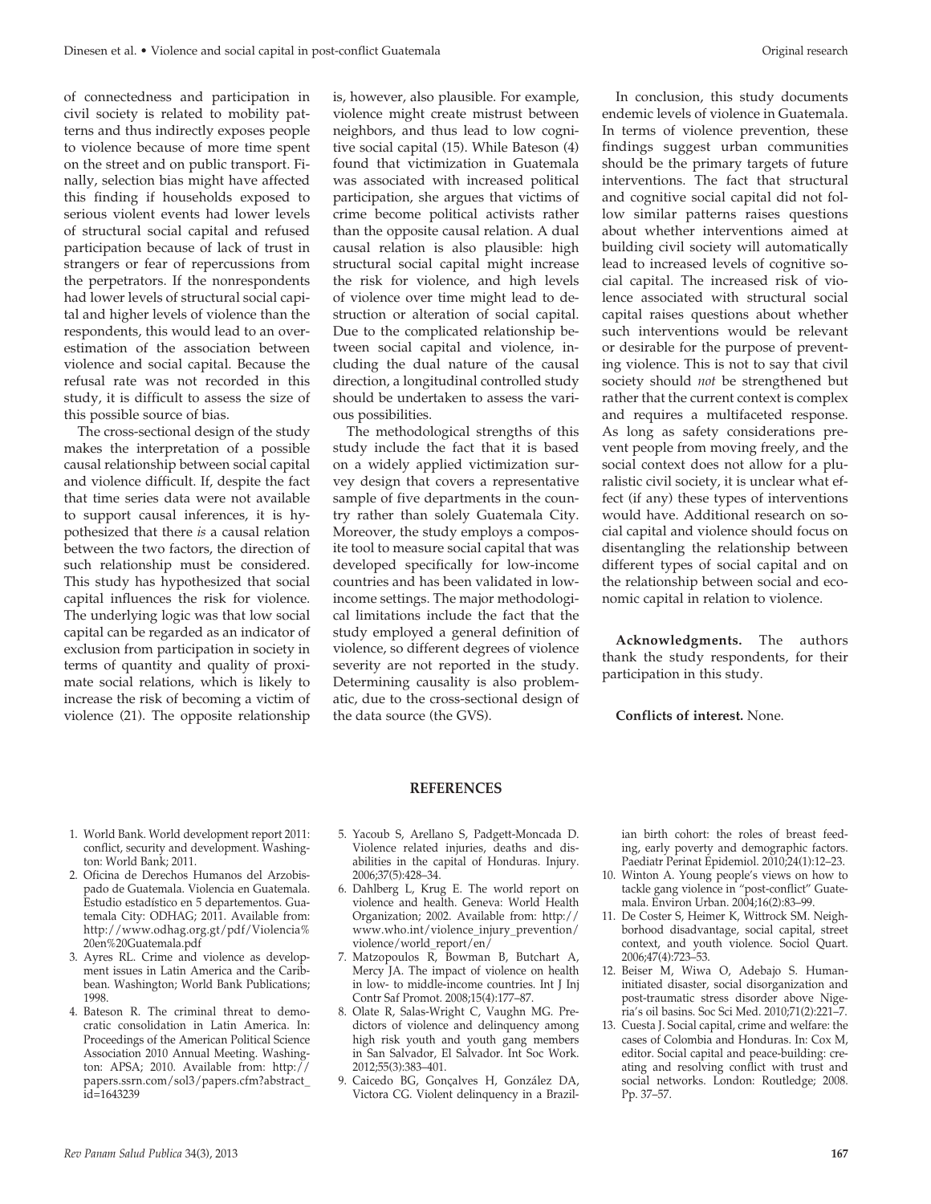of connectedness and participation in civil society is related to mobility patterns and thus indirectly exposes people to violence because of more time spent on the street and on public transport. Finally, selection bias might have affected this finding if households exposed to serious violent events had lower levels of structural social capital and refused participation because of lack of trust in strangers or fear of repercussions from the perpetrators. If the nonrespondents had lower levels of structural social capital and higher levels of violence than the respondents, this would lead to an overestimation of the association between violence and social capital. Because the refusal rate was not recorded in this study, it is difficult to assess the size of this possible source of bias.

The cross-sectional design of the study makes the interpretation of a possible causal relationship between social capital and violence difficult. If, despite the fact that time series data were not available to support causal inferences, it is hypothesized that there *is* a causal relation between the two factors, the direction of such relationship must be considered. This study has hypothesized that social capital influences the risk for violence. The underlying logic was that low social capital can be regarded as an indicator of exclusion from participation in society in terms of quantity and quality of proximate social relations, which is likely to increase the risk of becoming a victim of violence (21). The opposite relationship is, however, also plausible. For example, violence might create mistrust between neighbors, and thus lead to low cognitive social capital (15). While Bateson (4) found that victimization in Guatemala was associated with increased political participation, she argues that victims of crime become political activists rather than the opposite causal relation. A dual causal relation is also plausible: high structural social capital might increase the risk for violence, and high levels of violence over time might lead to destruction or alteration of social capital. Due to the complicated relationship between social capital and violence, including the dual nature of the causal direction, a longitudinal controlled study should be undertaken to assess the various possibilities.

The methodological strengths of this study include the fact that it is based on a widely applied victimization survey design that covers a representative sample of five departments in the country rather than solely Guatemala City. Moreover, the study employs a composite tool to measure social capital that was developed specifically for low-income countries and has been validated in low-income settings. The major methodological limitations include the fact that the study employed a general definition of violence, so different degrees of violence severity are not reported in the study. Determining causality is also problematic, due to the cross-sectional design of the data source (the GVS).

In conclusion, this study documents endemic levels of violence in Guatemala. In terms of violence prevention, these findings suggest urban communities should be the primary targets of future interventions. The fact that structural and cognitive social capital did not follow similar patterns raises questions about whether interventions aimed at building civil society will automatically lead to increased levels of cognitive social capital. The increased risk of violence associated with structural social capital raises questions about whether such interventions would be relevant or desirable for the purpose of preventing violence. This is not to say that civil society should *not* be strengthened but rather that the current context is complex and requires a multifaceted response. As long as safety considerations prevent people from moving freely, and the social context does not allow for a pluralistic civil society, it is unclear what effect (if any) these types of interventions would have. Additional research on social capital and violence should focus on disentangling the relationship between different types of social capital and on the relationship between social and economic capital in relation to violence.

**Acknowledgments.** The authors thank the study respondents, for their participation in this study.

**Conflicts of interest.** None.

## REFERENCES

1. World Bank. World development report 2011: conflict, security and development. Washington: World Bank; 2011.
2. Oficina de Derechos Humanos del Arzobispado de Guatemala. Violencia en Guatemala. Estudio estadístico en 5 departementos. Guatemala City: ODHAG; 2011. Available from: http://www.odhag.org.gt/pdf/Violencia%20en%20Guatemala.pdf
3. Ayres RL. Crime and violence as development issues in Latin America and the Caribbean. Washington; World Bank Publications; 1998.
4. Bateson R. The criminal threat to democratic consolidation in Latin America. In: Proceedings of the American Political Science Association 2010 Annual Meeting. Washington: APSA; 2010. Available from: http://papers.ssrn.com/sol3/papers.cfm?abstract_id=1643239
5. Yacoub S, Arellano S, Padgett-Moncada D. Violence related injuries, deaths and disabilities in the capital of Honduras. Injury. 2006;37(5):428–34.
6. Dahlberg L, Krug E. The world report on violence and health. Geneva: World Health Organization; 2002. Available from: http://www.who.int/violence_injury_prevention/violence/world_report/en/
7. Matzopoulos R, Bowman B, Butchart A, Mercy JA. The impact of violence on health in low- to middle-income countries. Int J Inj Contr Saf Promot. 2008;15(4):177–87.
8. Olate R, Salas-Wright C, Vaughn MG. Predictors of violence and delinquency among high risk youth and youth gang members in San Salvador, El Salvador. Int Soc Work. 2012;55(3):383–401.
9. Caicedo BG, Gonçalves H, González DA, Victora CG. Violent delinquency in a Brazilian birth cohort: the roles of breast feeding, early poverty and demographic factors. Paediatr Perinat Epidemiol. 2010;24(1):12–23.
10. Winton A. Young people's views on how to tackle gang violence in "post-conflict" Guatemala. Environ Urban. 2004;16(2):83–99.
11. De Coster S, Heimer K, Wittrock SM. Neighborhood disadvantage, social capital, street context, and youth violence. Sociol Quart. 2006;47(4):723–53.
12. Beiser M, Wiwa O, Adebajo S. Human-initiated disaster, social disorganization and post-traumatic stress disorder above Nigeria's oil basins. Soc Sci Med. 2010;71(2):221–7.
13. Cuesta J. Social capital, crime and welfare: the cases of Colombia and Honduras. In: Cox M, editor. Social capital and peace-building: creating and resolving conflict with trust and social networks. London: Routledge; 2008. Pp. 37–57.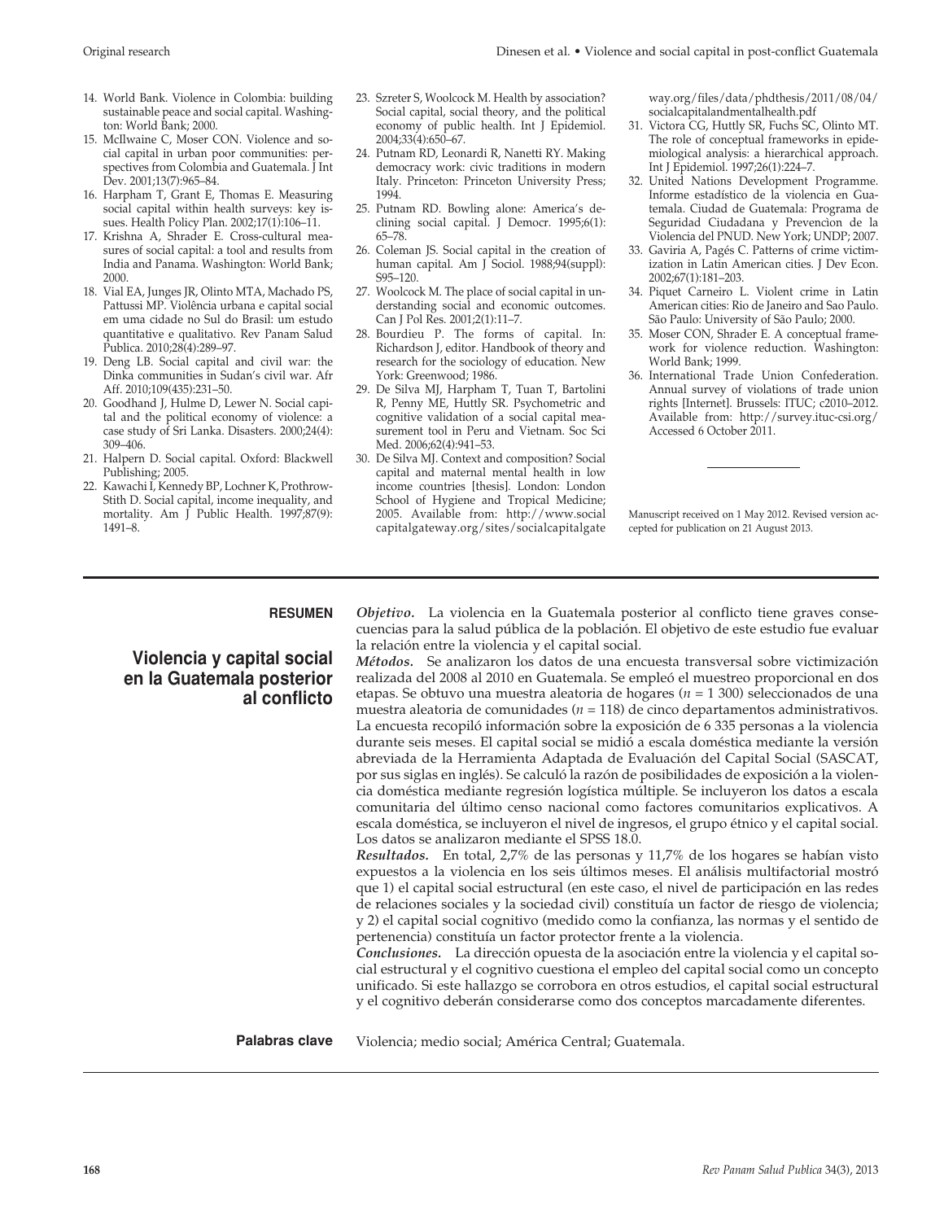14. World Bank. Violence in Colombia: building sustainable peace and social capital. Washington: World Bank; 2000.
15. McIlwaine C, Moser CON. Violence and social capital in urban poor communities: perspectives from Colombia and Guatemala. J Int Dev. 2001;13(7):965–84.
16. Harpham T, Grant E, Thomas E. Measuring social capital within health surveys: key issues. Health Policy Plan. 2002;17(1):106–11.
17. Krishna A, Shrader E. Cross-cultural measures of social capital: a tool and results from India and Panama. Washington: World Bank; 2000.
18. Vial EA, Junges JR, Olinto MTA, Machado PS, Pattussi MP. Violência urbana e capital social em uma cidade no Sul do Brasil: um estudo quantitative e qualitativo. Rev Panam Salud Publica. 2010;28(4):289–97.
19. Deng LB. Social capital and civil war: the Dinka communities in Sudan's civil war. Afr Aff. 2010;109(435):231–50.
20. Goodhand J, Hulme D, Lewer N. Social capital and the political economy of violence: a case study of Sri Lanka. Disasters. 2000;24(4): 309–406.
21. Halpern D. Social capital. Oxford: Blackwell Publishing; 2005.
22. Kawachi I, Kennedy BP, Lochner K, Prothrow-Stith D. Social capital, income inequality, and mortality. Am J Public Health. 1997;87(9): 1491–8.
23. Szreter S, Woolcock M. Health by association? Social capital, social theory, and the political economy of public health. Int J Epidemiol. 2004;33(4):650–67.
24. Putnam RD, Leonardi R, Nanetti RY. Making democracy work: civic traditions in modern Italy. Princeton: Princeton University Press; 1994.
25. Putnam RD. Bowling alone: America's declining social capital. J Democr. 1995;6(1): 65–78.
26. Coleman JS. Social capital in the creation of human capital. Am J Sociol. 1988;94(suppl): S95–120.
27. Woolcock M. The place of social capital in understanding social and economic outcomes. Can J Pol Res. 2001;2(1):11–7.
28. Bourdieu P. The forms of capital. In: Richardson J, editor. Handbook of theory and research for the sociology of education. New York: Greenwood; 1986.
29. De Silva MJ, Harpham T, Tuan T, Bartolini R, Penny ME, Huttly SR. Psychometric and cognitive validation of a social capital measurement tool in Peru and Vietnam. Soc Sci Med. 2006;62(4):941–53.
30. De Silva MJ. Context and composition? Social capital and maternal mental health in low income countries [thesis]. London: London School of Hygiene and Tropical Medicine; 2005. Available from: http://www.socialcapitalgateway.org/sites/socialcapitalgateway.org/files/data/phdthesis/2011/08/04/socialcapitalandmentalhealth.pdf
31. Victora CG, Huttly SR, Fuchs SC, Olinto MT. The role of conceptual frameworks in epidemiological analysis: a hierarchical approach. Int J Epidemiol. 1997;26(1):224–7.
32. United Nations Development Programme. Informe estadístico de la violencia en Guatemala. Ciudad de Guatemala: Programa de Seguridad Ciudadana y Prevencìon de la Violencia del PNUD. New York; UNDP; 2007.
33. Gaviria A, Pagés C. Patterns of crime victimization in Latin American cities. J Dev Econ. 2002;67(1):181–203.
34. Piquet Carneiro L. Violent crime in Latin American cities: Rio de Janeiro and Sao Paulo. São Paulo: University of São Paulo; 2000.
35. Moser CON, Shrader E. A conceptual framework for violence reduction. Washington: World Bank; 1999.
36. International Trade Union Confederation. Annual survey of violations of trade union rights [Internet]. Brussels: ITUC; c2010–2012. Available from: http://survey.ituc-csi.org/ Accessed 6 October 2011.

Manuscript received on 1 May 2012. Revised version accepted for publication on 21 August 2013.

---

**RESUMEN**

## Violencia y capital social en la Guatemala posterior al conflicto

***Objetivo.*** La violencia en la Guatemala posterior al conflicto tiene graves consecuencias para la salud pública de la población. El objetivo de este estudio fue evaluar la relación entre la violencia y el capital social.

***Métodos.*** Se analizaron los datos de una encuesta transversal sobre victimización realizada del 2008 al 2010 en Guatemala. Se empleó el muestreo proporcional en dos etapas. Se obtuvo una muestra aleatoria de hogares ($n$ = 1 300) seleccionados de una muestra aleatoria de comunidades ($n$ = 118) de cinco departamentos administrativos. La encuesta recopiló información sobre la exposición de 6 335 personas a la violencia durante seis meses. El capital social se midió a escala doméstica mediante la versión abreviada de la Herramienta Adaptada de Evaluación del Capital Social (SASCAT, por sus siglas en inglés). Se calculó la razón de posibilidades de exposición a la violencia doméstica mediante regresión logística múltiple. Se incluyeron los datos a escala comunitaria del último censo nacional como factores comunitarios explicativos. A escala doméstica, se incluyeron el nivel de ingresos, el grupo étnico y el capital social. Los datos se analizaron mediante el SPSS 18.0.

***Resultados.*** En total, 2,7% de las personas y 11,7% de los hogares se habían visto expuestos a la violencia en los seis últimos meses. El análisis multifactorial mostró que 1) el capital social estructural (en este caso, el nivel de participación en las redes de relaciones sociales y la sociedad civil) constituía un factor de riesgo de violencia; y 2) el capital social cognitivo (medido como la confianza, las normas y el sentido de pertenencia) constituía un factor protector frente a la violencia.

***Conclusiones.*** La dirección opuesta de la asociación entre la violencia y el capital social estructural y el cognitivo cuestiona el empleo del capital social como un concepto unificado. Si este hallazgo se corrobora en otros estudios, el capital social estructural y el cognitivo deberán considerarse como dos conceptos marcadamente diferentes.

**Palabras clave** Violencia; medio social; América Central; Guatemala.